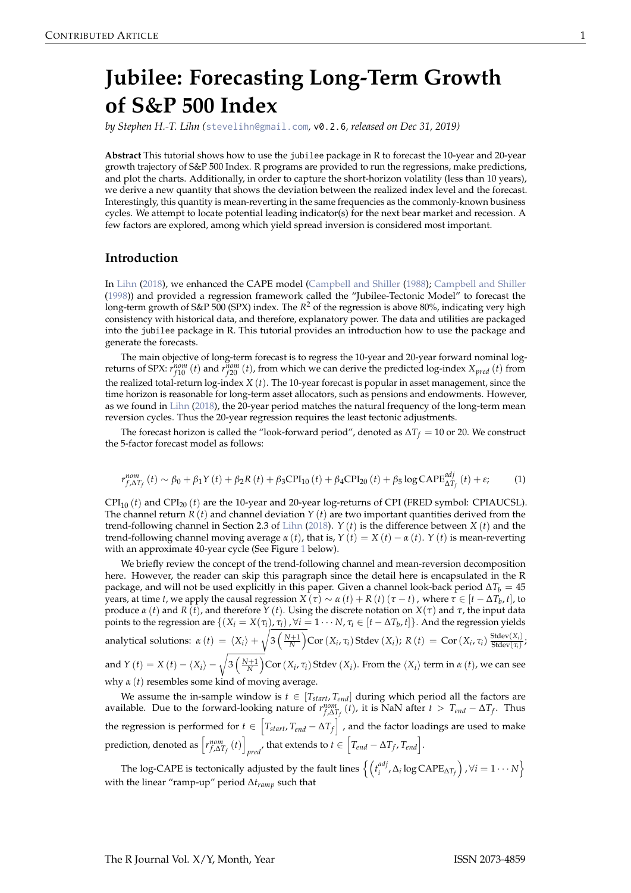# Jubilee: Forecasting Long-Term Growth of S&P 500 Index

*by Stephen H.-T. Lihn (stevelihn@gmail.com, v0.2.6, released on Dec 31, 2019)*

**Abstract** This tutorial shows how to use the `jubilee` package in R to forecast the 10-year and 20-year growth trajectory of S&P 500 Index. R programs are provided to run the regressions, make predictions, and plot the charts. Additionally, in order to capture the short-horizon volatility (less than 10 years), we derive a new quantity that shows the deviation between the realized index level and the forecast. Interestingly, this quantity is mean-reverting in the same frequencies as the commonly-known business cycles. We attempt to locate potential leading indicator(s) for the next bear market and recession. A few factors are explored, among which yield spread inversion is considered most important.

## Introduction

In Lihn (2018), we enhanced the CAPE model (Campbell and Shiller (1988); Campbell and Shiller (1998)) and provided a regression framework called the "Jubilee-Tectonic Model" to forecast the long-term growth of S&P 500 (SPX) index. The $R^2$ of the regression is above 80%, indicating very high consistency with historical data, and therefore, explanatory power. The data and utilities are packaged into the `jubilee` package in R. This tutorial provides an introduction how to use the package and generate the forecasts.

The main objective of long-term forecast is to regress the 10-year and 20-year forward nominal log-returns of SPX: $r_{f10}^{nom}(t)$ and $r_{f20}^{nom}(t)$, from which we can derive the predicted log-index $X_{pred}(t)$ from the realized total-return log-index $X(t)$. The 10-year forecast is popular in asset management, since the time horizon is reasonable for long-term asset allocators, such as pensions and endowments. However, as we found in Lihn (2018), the 20-year period matches the natural frequency of the long-term mean reversion cycles. Thus the 20-year regression requires the least tectonic adjustments.

The forecast horizon is called the "look-forward period", denoted as $\Delta T_f = 10$ or 20. We construct the 5-factor forecast model as follows:

$$r_{f,\Delta T_f}^{nom}(t) \sim \beta_0 + \beta_1 Y(t) + \beta_2 R(t) + \beta_3 \mathrm{CPI}_{10}(t) + \beta_4 \mathrm{CPI}_{20}(t) + \beta_5 \log \mathrm{CAPE}_{\Delta T_f}^{adj}(t) + \varepsilon; \tag{1}$$

$\mathrm{CPI}_{10}(t)$ and $\mathrm{CPI}_{20}(t)$ are the 10-year and 20-year log-returns of CPI (FRED symbol: CPIAUCSL). The channel return $R(t)$ and channel deviation $Y(t)$ are two important quantities derived from the trend-following channel in Section 2.3 of Lihn (2018). $Y(t)$ is the difference between $X(t)$ and the trend-following channel moving average $\alpha(t)$, that is, $Y(t) = X(t) - \alpha(t)$. $Y(t)$ is mean-reverting with an approximate 40-year cycle (See Figure 1 below).

We briefly review the concept of the trend-following channel and mean-reversion decomposition here. However, the reader can skip this paragraph since the detail here is encapsulated in the R package, and will not be used explicitly in this paper. Given a channel look-back period $\Delta T_b = 45$ years, at time $t$, we apply the causal regression $X(\tau) \sim \alpha(t) + R(t)(\tau - t)$, where $\tau \in [t - \Delta T_b, t]$, to produce $\alpha(t)$ and $R(t)$, and therefore $Y(t)$. Using the discrete notation on $X(\tau)$ and $\tau$, the input data points to the regression are $\{(X_i = X(\tau_i), \tau_i), \forall i = 1 \cdots N, \tau_i \in [t - \Delta T_b, t]\}$. And the regression yields analytical solutions: $\alpha(t) = \langle X_i \rangle + \sqrt{3\left(\frac{N+1}{N}\right)} \mathrm{Cor}(X_i, \tau_i)\,\mathrm{Stdev}(X_i)$; $R(t) = \mathrm{Cor}(X_i, \tau_i) \frac{\mathrm{Stdev}(X_i)}{\mathrm{Stdev}(\tau_i)}$; and $Y(t) = X(t) - \langle X_i \rangle - \sqrt{3\left(\frac{N+1}{N}\right)} \mathrm{Cor}(X_i, \tau_i)\,\mathrm{Stdev}(X_i)$. From the $\langle X_i \rangle$ term in $\alpha(t)$, we can see why $\alpha(t)$ resembles some kind of moving average.

We assume the in-sample window is $t \in [T_{start}, T_{end}]$ during which period all the factors are available. Due to the forward-looking nature of $r_{f,\Delta T_f}^{nom}(t)$, it is NaN after $t > T_{end} - \Delta T_f$. Thus the regression is performed for $t \in \left[T_{start}, T_{end} - \Delta T_f\right]$, and the factor loadings are used to make prediction, denoted as $\left[r_{f,\Delta T_f}^{nom}(t)\right]_{pred}$, that extends to $t \in \left[T_{end} - \Delta T_f, T_{end}\right]$.

The log-CAPE is tectonically adjusted by the fault lines $\left\{\left(t_i^{adj}, \Delta_i \log \mathrm{CAPE}_{\Delta T_f}\right), \forall i = 1 \cdots N\right\}$ with the linear "ramp-up" period $\Delta t_{ramp}$ such that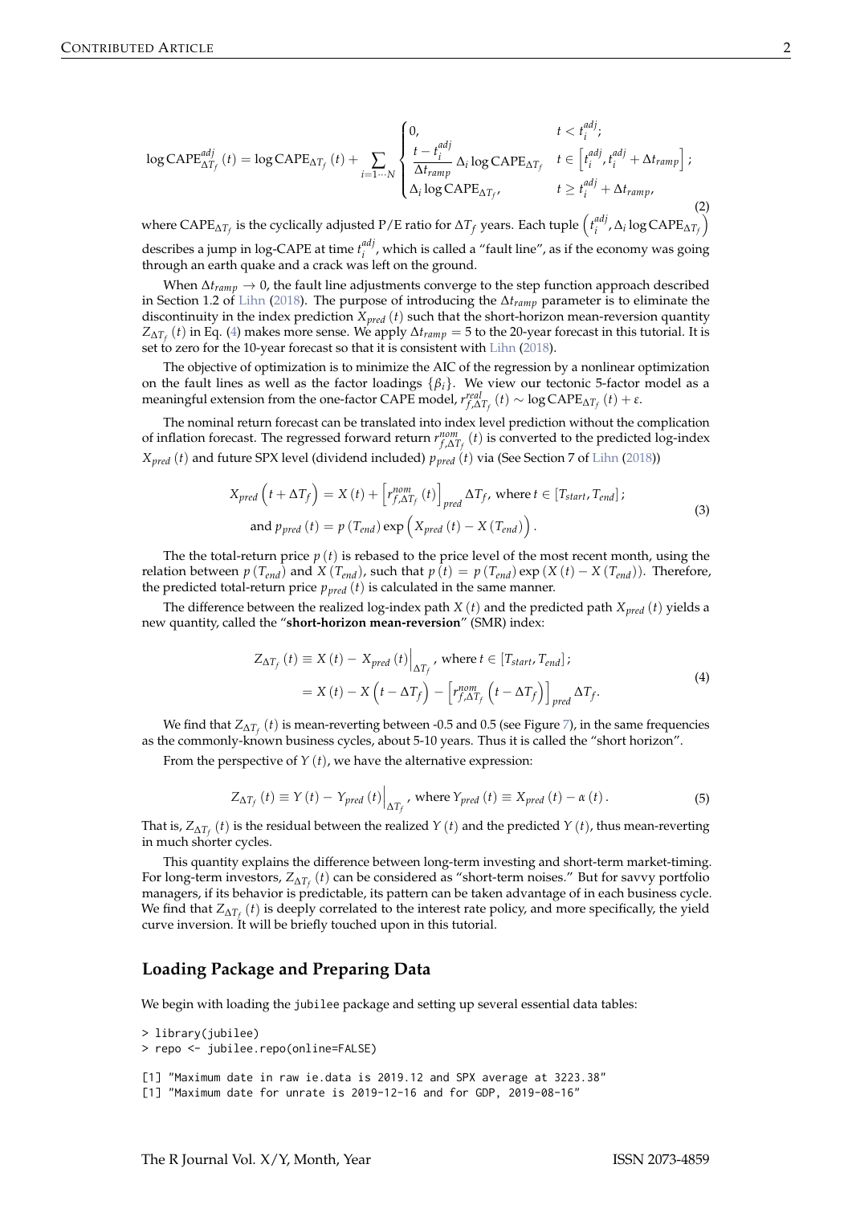$$
\log \text{CAPE}^{adj}_{\Delta T_f}(t) = \log \text{CAPE}_{\Delta T_f}(t) + \sum_{i=1\cdots N} \begin{cases} 0, & t < t_i^{adj}; \\ \dfrac{t - t_i^{adj}}{\Delta t_{ramp}} \Delta_i \log \text{CAPE}_{\Delta T_f} & t \in \left[t_i^{adj}, t_i^{adj} + \Delta t_{ramp}\right]; \\ \Delta_i \log \text{CAPE}_{\Delta T_f}, & t \geq t_i^{adj} + \Delta t_{ramp}, \end{cases} \tag{2}
$$

where $\text{CAPE}_{\Delta T_f}$ is the cyclically adjusted P/E ratio for $\Delta T_f$ years. Each tuple $\left(t_i^{adj}, \Delta_i \log \text{CAPE}_{\Delta T_f}\right)$ describes a jump in log-CAPE at time $t_i^{adj}$, which is called a "fault line", as if the economy was going through an earth quake and a crack was left on the ground.

When $\Delta t_{ramp} \to 0$, the fault line adjustments converge to the step function approach described in Section 1.2 of Lihn (2018). The purpose of introducing the $\Delta t_{ramp}$ parameter is to eliminate the discontinuity in the index prediction $X_{pred}(t)$ such that the short-horizon mean-reversion quantity $Z_{\Delta T_f}(t)$ in Eq. (4) makes more sense. We apply $\Delta t_{ramp} = 5$ to the 20-year forecast in this tutorial. It is set to zero for the 10-year forecast so that it is consistent with Lihn (2018).

The objective of optimization is to minimize the AIC of the regression by a nonlinear optimization on the fault lines as well as the factor loadings $\{\beta_i\}$. We view our tectonic 5-factor model as a meaningful extension from the one-factor CAPE model, $r^{real}_{f,\Delta T_f}(t) \sim \log \text{CAPE}_{\Delta T_f}(t) + \varepsilon$.

The nominal return forecast can be translated into index level prediction without the complication of inflation forecast. The regressed forward return $r^{nom}_{f,\Delta T_f}(t)$ is converted to the predicted log-index $X_{pred}(t)$ and future SPX level (dividend included) $p_{pred}(t)$ via (See Section 7 of Lihn (2018))

$$
\begin{aligned}
X_{pred}\left(t + \Delta T_f\right) &= X(t) + \left[r^{nom}_{f,\Delta T_f}(t)\right]_{pred} \Delta T_f, \text{ where } t \in [T_{start}, T_{end}]; \\
\text{and } p_{pred}(t) &= p(T_{end}) \exp\left(X_{pred}(t) - X(T_{end})\right).
\end{aligned} \tag{3}
$$

The the total-return price $p(t)$ is rebased to the price level of the most recent month, using the relation between $p(T_{end})$ and $X(T_{end})$, such that $p(t) = p(T_{end}) \exp(X(t) - X(T_{end}))$. Therefore, the predicted total-return price $p_{pred}(t)$ is calculated in the same manner.

The difference between the realized log-index path $X(t)$ and the predicted path $X_{pred}(t)$ yields a new quantity, called the "**short-horizon mean-reversion**" (SMR) index:

$$
\begin{aligned}
Z_{\Delta T_f}(t) &\equiv X(t) - X_{pred}(t)\Big|_{\Delta T_f}, \text{ where } t \in [T_{start}, T_{end}]; \\
&= X(t) - X\left(t - \Delta T_f\right) - \left[r^{nom}_{f,\Delta T_f}\left(t - \Delta T_f\right)\right]_{pred} \Delta T_f.
\end{aligned} \tag{4}
$$

We find that $Z_{\Delta T_f}(t)$ is mean-reverting between -0.5 and 0.5 (see Figure 7), in the same frequencies as the commonly-known business cycles, about 5-10 years. Thus it is called the "short horizon".

From the perspective of $Y(t)$, we have the alternative expression:

$$
Z_{\Delta T_f}(t) \equiv Y(t) - Y_{pred}(t)\Big|_{\Delta T_f}, \text{ where } Y_{pred}(t) \equiv X_{pred}(t) - \alpha(t). \tag{5}
$$

That is, $Z_{\Delta T_f}(t)$ is the residual between the realized $Y(t)$ and the predicted $Y(t)$, thus mean-reverting in much shorter cycles.

This quantity explains the difference between long-term investing and short-term market-timing. For long-term investors, $Z_{\Delta T_f}(t)$ can be considered as "short-term noises." But for savvy portfolio managers, if its behavior is predictable, its pattern can be taken advantage of in each business cycle. We find that $Z_{\Delta T_f}(t)$ is deeply correlated to the interest rate policy, and more specifically, the yield curve inversion. It will be briefly touched upon in this tutorial.

## Loading Package and Preparing Data

We begin with loading the jubilee package and setting up several essential data tables:

```
> library(jubilee)
> repo <- jubilee.repo(online=FALSE)

[1] "Maximum date in raw ie.data is 2019.12 and SPX average at 3223.38"
[1] "Maximum date for unrate is 2019-12-16 and for GDP, 2019-08-16"
```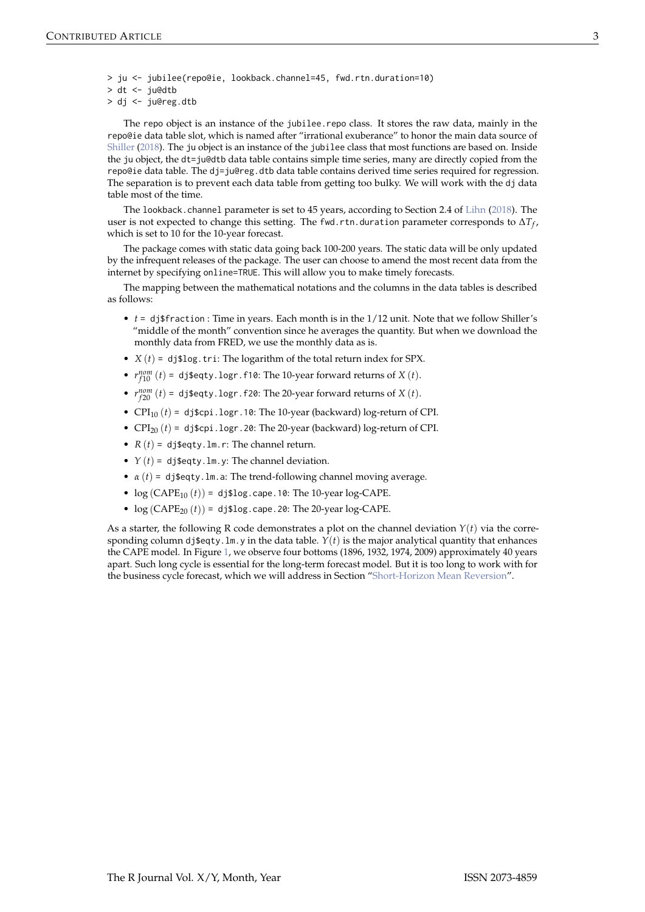```
> ju <- jubilee(repo@ie, lookback.channel=45, fwd.rtn.duration=10)
> dt <- ju@dtb
> dj <- ju@reg.dtb
```

The `repo` object is an instance of the `jubilee.repo` class. It stores the raw data, mainly in the `repo@ie` data table slot, which is named after "irrational exuberance" to honor the main data source of Shiller (2018). The `ju` object is an instance of the `jubilee` class that most functions are based on. Inside the `ju` object, the `dt=ju@dtb` data table contains simple time series, many are directly copied from the `repo@ie` data table. The `dj=ju@reg.dtb` data table contains derived time series required for regression. The separation is to prevent each data table from getting too bulky. We will work with the `dj` data table most of the time.

The `lookback.channel` parameter is set to 45 years, according to Section 2.4 of Lihn (2018). The user is not expected to change this setting. The `fwd.rtn.duration` parameter corresponds to $\Delta T_f$, which is set to 10 for the 10-year forecast.

The package comes with static data going back 100-200 years. The static data will be only updated by the infrequent releases of the package. The user can choose to amend the most recent data from the internet by specifying `online=TRUE`. This will allow you to make timely forecasts.

The mapping between the mathematical notations and the columns in the data tables is described as follows:

- $t$ = `dj$fraction` : Time in years. Each month is in the 1/12 unit. Note that we follow Shiller's "middle of the month" convention since he averages the quantity. But when we download the monthly data from FRED, we use the monthly data as is.
- $X(t)$ = `dj$log.tri`: The logarithm of the total return index for SPX.
- $r^{nom}_{f10}(t)$ = `dj$eqty.logr.f10`: The 10-year forward returns of $X(t)$.
- $r^{nom}_{f20}(t)$ = `dj$eqty.logr.f20`: The 20-year forward returns of $X(t)$.
- $\text{CPI}_{10}(t)$ = `dj$cpi.logr.10`: The 10-year (backward) log-return of CPI.
- $\text{CPI}_{20}(t)$ = `dj$cpi.logr.20`: The 20-year (backward) log-return of CPI.
- $R(t)$ = `dj$eqty.lm.r`: The channel return.
- $Y(t)$ = `dj$eqty.lm.y`: The channel deviation.
- $\alpha(t)$ = `dj$eqty.lm.a`: The trend-following channel moving average.
- $\log(\text{CAPE}_{10}(t))$ = `dj$log.cape.10`: The 10-year log-CAPE.
- $\log(\text{CAPE}_{20}(t))$ = `dj$log.cape.20`: The 20-year log-CAPE.

As a starter, the following R code demonstrates a plot on the channel deviation $Y(t)$ via the corresponding column `dj$eqty.lm.y` in the data table. $Y(t)$ is the major analytical quantity that enhances the CAPE model. In Figure 1, we observe four bottoms (1896, 1932, 1974, 2009) approximately 40 years apart. Such long cycle is essential for the long-term forecast model. But it is too long to work with for the business cycle forecast, which we will address in Section "Short-Horizon Mean Reversion".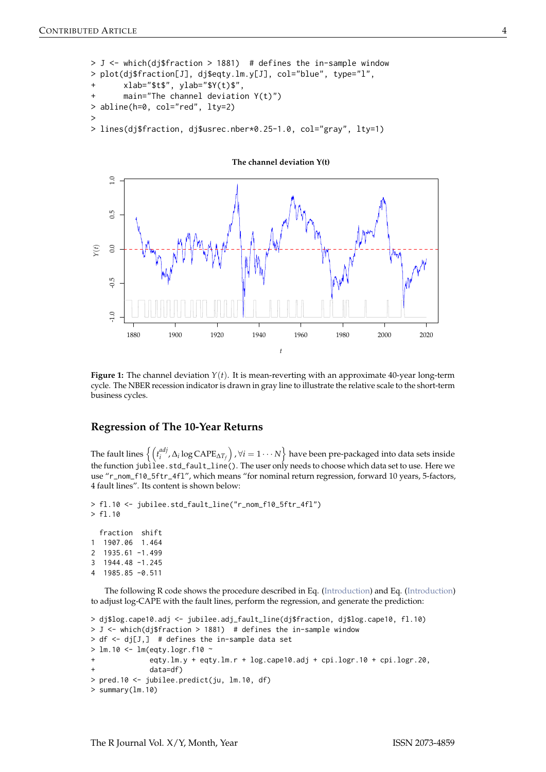```
> J <- which(dj$fraction > 1881)  # defines the in-sample window
> plot(dj$fraction[J], dj$eqty.lm.y[J], col="blue", type="l",
+      xlab="$t$", ylab="$Y(t)$",
+      main="The channel deviation Y(t)")
> abline(h=0, col="red", lty=2)
>
> lines(dj$fraction, dj$usrec.nber*0.25-1.0, col="gray", lty=1)
```

**Figure 1:** The channel deviation $Y(t)$. It is mean-reverting with an approximate 40-year long-term cycle. The NBER recession indicator is drawn in gray line to illustrate the relative scale to the short-term business cycles.

## Regression of The 10-Year Returns

The fault lines $\left\{ \left( t_i^{adj}, \Delta_i \log \text{CAPE}_{\Delta T_f} \right), \forall i = 1 \cdots N \right\}$ have been pre-packaged into data sets inside the function `jubilee.std_fault_line()`. The user only needs to choose which data set to use. Here we use "r_nom_f10_5ftr_4fl", which means "for nominal return regression, forward 10 years, 5-factors, 4 fault lines". Its content is shown below:

```
> fl.10 <- jubilee.std_fault_line("r_nom_f10_5ftr_4fl")
> fl.10

  fraction  shift
1  1907.06  1.464
2  1935.61 -1.499
3  1944.48 -1.245
4  1985.85 -0.511
```

The following R code shows the procedure described in Eq. (Introduction) and Eq. (Introduction) to adjust log-CAPE with the fault lines, perform the regression, and generate the prediction:

```
> dj$log.cape10.adj <- jubilee.adj_fault_line(dj$fraction, dj$log.cape10, fl.10)
> J <- which(dj$fraction > 1881)  # defines the in-sample window
> df <- dj[J,]  # defines the in-sample data set
> lm.10 <- lm(eqty.logr.f10 ~
+            eqty.lm.y + eqty.lm.r + log.cape10.adj + cpi.logr.10 + cpi.logr.20,
+            data=df)
> pred.10 <- jubilee.predict(ju, lm.10, df)
> summary(lm.10)
```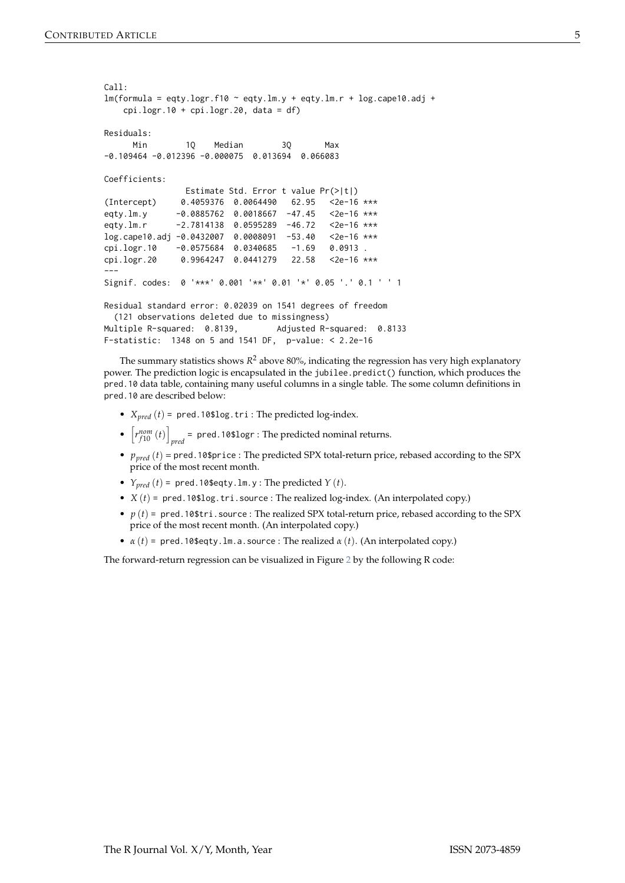```
Call:
lm(formula = eqty.logr.f10 ~ eqty.lm.y + eqty.lm.r + log.cape10.adj +
    cpi.logr.10 + cpi.logr.20, data = df)

Residuals:
      Min        1Q    Median        3Q       Max
-0.109464 -0.012396 -0.000075  0.013694  0.066083

Coefficients:
                 Estimate Std. Error t value Pr(>|t|)
(Intercept)     0.4059376  0.0064490   62.95   <2e-16 ***
eqty.lm.y      -0.0885762  0.0018667  -47.45   <2e-16 ***
eqty.lm.r      -2.7814138  0.0595289  -46.72   <2e-16 ***
log.cape10.adj -0.0432007  0.0008091  -53.40   <2e-16 ***
cpi.logr.10    -0.0575684  0.0340685   -1.69   0.0913 .
cpi.logr.20     0.9964247  0.0441279   22.58   <2e-16 ***
---
Signif. codes:  0 '***' 0.001 '**' 0.01 '*' 0.05 '.' 0.1 ' ' 1

Residual standard error: 0.02039 on 1541 degrees of freedom
  (121 observations deleted due to missingness)
Multiple R-squared:  0.8139,       Adjusted R-squared:  0.8133
F-statistic:  1348 on 5 and 1541 DF,  p-value: < 2.2e-16
```

The summary statistics shows $R^2$ above 80%, indicating the regression has very high explanatory power. The prediction logic is encapsulated in the `jubilee.predict()` function, which produces the `pred.10` data table, containing many useful columns in a single table. The some column definitions in `pred.10` are described below:

- $X_{pred}(t)$ = `pred.10$log.tri` : The predicted log-index.
- $\left[r^{nom}_{f10}(t)\right]_{pred}$ = `pred.10$logr` : The predicted nominal returns.
- $p_{pred}(t)$ = `pred.10$price` : The predicted SPX total-return price, rebased according to the SPX price of the most recent month.
- $Y_{pred}(t)$ = `pred.10$eqty.lm.y` : The predicted $Y(t)$.
- $X(t)$ = `pred.10$log.tri.source` : The realized log-index. (An interpolated copy.)
- $p(t)$ = `pred.10$tri.source` : The realized SPX total-return price, rebased according to the SPX price of the most recent month. (An interpolated copy.)
- $\alpha(t)$ = `pred.10$eqty.lm.a.source` : The realized $\alpha(t)$. (An interpolated copy.)

The forward-return regression can be visualized in Figure 2 by the following R code: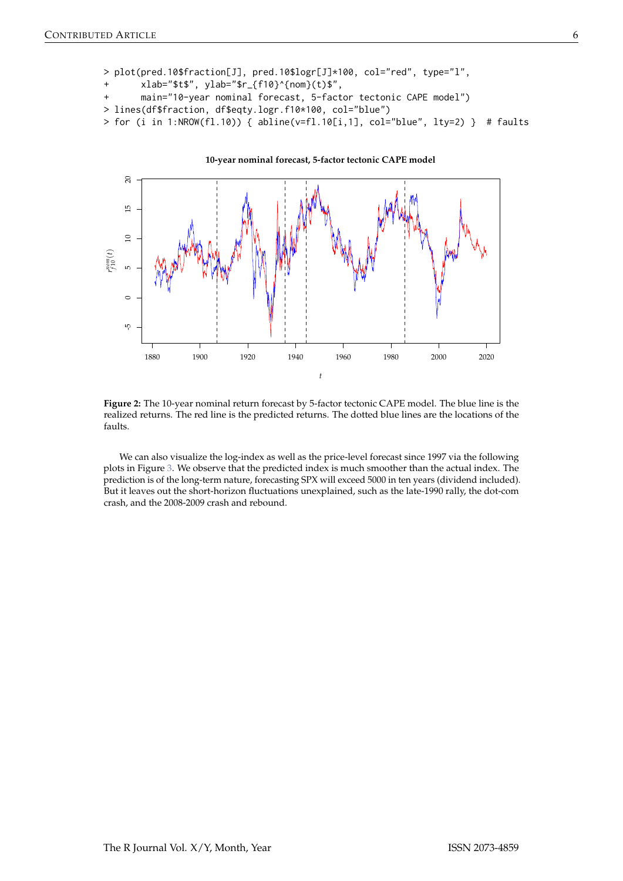```
> plot(pred.10$fraction[J], pred.10$logr[J]*100, col="red", type="l",
+      xlab="$t$", ylab="$r_{f10}^{nom}(t)$",
+      main="10-year nominal forecast, 5-factor tectonic CAPE model")
> lines(df$fraction, df$eqty.logr.f10*100, col="blue")
> for (i in 1:NROW(fl.10)) { abline(v=fl.10[i,1], col="blue", lty=2) }  # faults
```

**Figure 2:** The 10-year nominal return forecast by 5-factor tectonic CAPE model. The blue line is the realized returns. The red line is the predicted returns. The dotted blue lines are the locations of the faults.

We can also visualize the log-index as well as the price-level forecast since 1997 via the following plots in Figure 3. We observe that the predicted index is much smoother than the actual index. The prediction is of the long-term nature, forecasting SPX will exceed 5000 in ten years (dividend included). But it leaves out the short-horizon fluctuations unexplained, such as the late-1990 rally, the dot-com crash, and the 2008-2009 crash and rebound.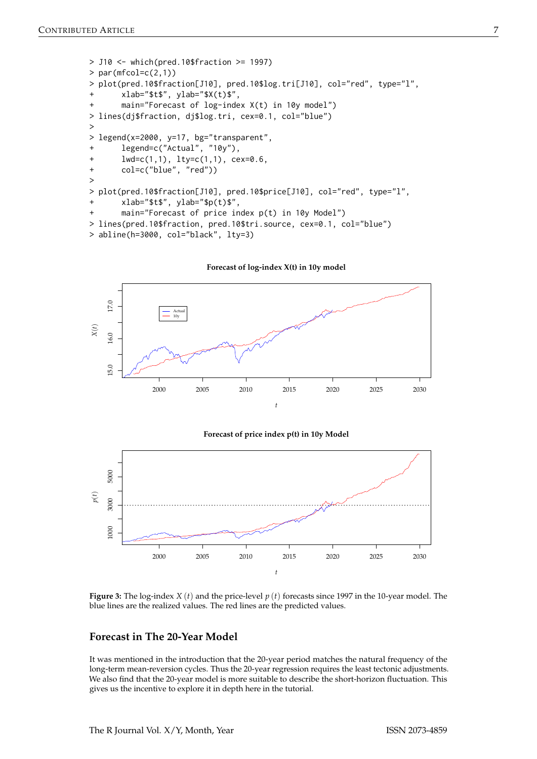```
> J10 <- which(pred.10$fraction >= 1997)
> par(mfcol=c(2,1))
> plot(pred.10$fraction[J10], pred.10$log.tri[J10], col="red", type="l",
+      xlab="$t$", ylab="$X(t)$",
+      main="Forecast of log-index X(t) in 10y model")
> lines(dj$fraction, dj$log.tri, cex=0.1, col="blue")
>
> legend(x=2000, y=17, bg="transparent",
+      legend=c("Actual", "10y"),
+      lwd=c(1,1), lty=c(1,1), cex=0.6,
+      col=c("blue", "red"))
>
> plot(pred.10$fraction[J10], pred.10$price[J10], col="red", type="l",
+      xlab="$t$", ylab="$p(t)$",
+      main="Forecast of price index p(t) in 10y Model")
> lines(pred.10$fraction, pred.10$tri.source, cex=0.1, col="blue")
> abline(h=3000, col="black", lty=3)
```

**Figure 3:** The log-index $X(t)$ and the price-level $p(t)$ forecasts since 1997 in the 10-year model. The blue lines are the realized values. The red lines are the predicted values.

## Forecast in The 20-Year Model

It was mentioned in the introduction that the 20-year period matches the natural frequency of the long-term mean-reversion cycles. Thus the 20-year regression requires the least tectonic adjustments. We also find that the 20-year model is more suitable to describe the short-horizon fluctuation. This gives us the incentive to explore it in depth here in the tutorial.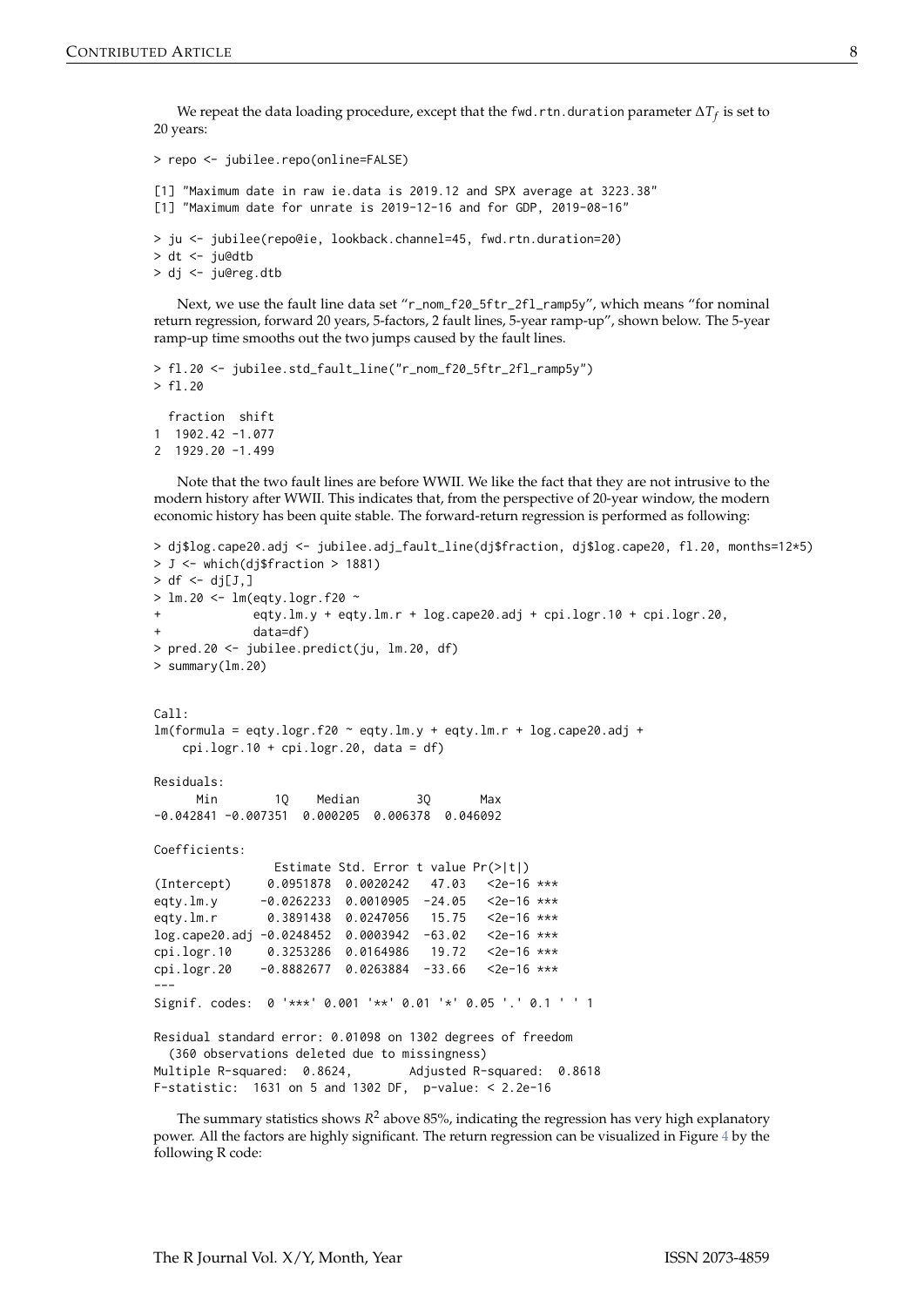We repeat the data loading procedure, except that the `fwd.rtn.duration` parameter $\Delta T_f$ is set to 20 years:

```
> repo <- jubilee.repo(online=FALSE)

[1] "Maximum date in raw ie.data is 2019.12 and SPX average at 3223.38"
[1] "Maximum date for unrate is 2019-12-16 and for GDP, 2019-08-16"

> ju <- jubilee(repo@ie, lookback.channel=45, fwd.rtn.duration=20)
> dt <- ju@dtb
> dj <- ju@reg.dtb
```

Next, we use the fault line data set "`r_nom_f20_5ftr_2fl_ramp5y`", which means "for nominal return regression, forward 20 years, 5-factors, 2 fault lines, 5-year ramp-up", shown below. The 5-year ramp-up time smooths out the two jumps caused by the fault lines.

```
> fl.20 <- jubilee.std_fault_line("r_nom_f20_5ftr_2fl_ramp5y")
> fl.20

  fraction  shift
1  1902.42 -1.077
2  1929.20 -1.499
```

Note that the two fault lines are before WWII. We like the fact that they are not intrusive to the modern history after WWII. This indicates that, from the perspective of 20-year window, the modern economic history has been quite stable. The forward-return regression is performed as following:

```
> dj$log.cape20.adj <- jubilee.adj_fault_line(dj$fraction, dj$log.cape20, fl.20, months=12*5)
> J <- which(dj$fraction > 1881)
> df <- dj[J,]
> lm.20 <- lm(eqty.logr.f20 ~
+             eqty.lm.y + eqty.lm.r + log.cape20.adj + cpi.logr.10 + cpi.logr.20,
+             data=df)
> pred.20 <- jubilee.predict(ju, lm.20, df)
> summary(lm.20)


Call:
lm(formula = eqty.logr.f20 ~ eqty.lm.y + eqty.lm.r + log.cape20.adj +
    cpi.logr.10 + cpi.logr.20, data = df)

Residuals:
      Min        1Q    Median        3Q       Max
-0.042841 -0.007351  0.000205  0.006378  0.046092

Coefficients:
                 Estimate Std. Error t value Pr(>|t|)
(Intercept)     0.0951878  0.0020242   47.03   <2e-16 ***
eqty.lm.y      -0.0262233  0.0010905  -24.05   <2e-16 ***
eqty.lm.r       0.3891438  0.0247056   15.75   <2e-16 ***
log.cape20.adj -0.0248452  0.0003942  -63.02   <2e-16 ***
cpi.logr.10     0.3253286  0.0164986   19.72   <2e-16 ***
cpi.logr.20    -0.8882677  0.0263884  -33.66   <2e-16 ***
---
Signif. codes:  0 '***' 0.001 '**' 0.01 '*' 0.05 '.' 0.1 ' ' 1

Residual standard error: 0.01098 on 1302 degrees of freedom
  (360 observations deleted due to missingness)
Multiple R-squared:  0.8624,       Adjusted R-squared:  0.8618
F-statistic:  1631 on 5 and 1302 DF,  p-value: < 2.2e-16
```

The summary statistics shows $R^2$ above 85%, indicating the regression has very high explanatory power. All the factors are highly significant. The return regression can be visualized in Figure 4 by the following R code: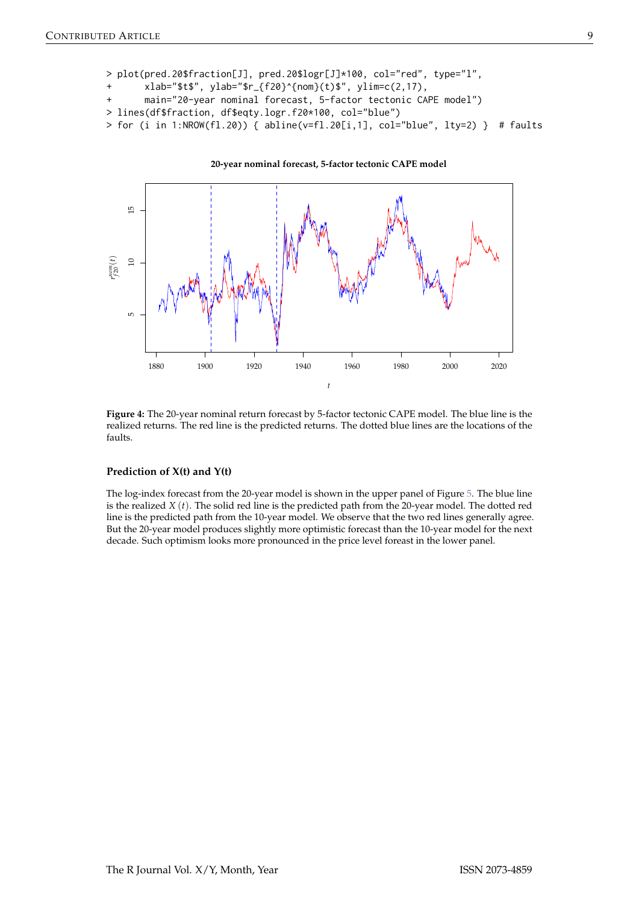```
> plot(pred.20$fraction[J], pred.20$logr[J]*100, col="red", type="l",
+      xlab="$t$", ylab="$r_{f20}^{nom}(t)$", ylim=c(2,17),
+      main="20-year nominal forecast, 5-factor tectonic CAPE model")
> lines(df$fraction, df$eqty.logr.f20*100, col="blue")
> for (i in 1:NROW(fl.20)) { abline(v=fl.20[i,1], col="blue", lty=2) }  # faults
```

**Figure 4:** The 20-year nominal return forecast by 5-factor tectonic CAPE model. The blue line is the realized returns. The red line is the predicted returns. The dotted blue lines are the locations of the faults.

### Prediction of X(t) and Y(t)

The log-index forecast from the 20-year model is shown in the upper panel of Figure 5. The blue line is the realized $X(t)$. The solid red line is the predicted path from the 20-year model. The dotted red line is the predicted path from the 10-year model. We observe that the two red lines generally agree. But the 20-year model produces slightly more optimistic forecast than the 10-year model for the next decade. Such optimism looks more pronounced in the price level foreast in the lower panel.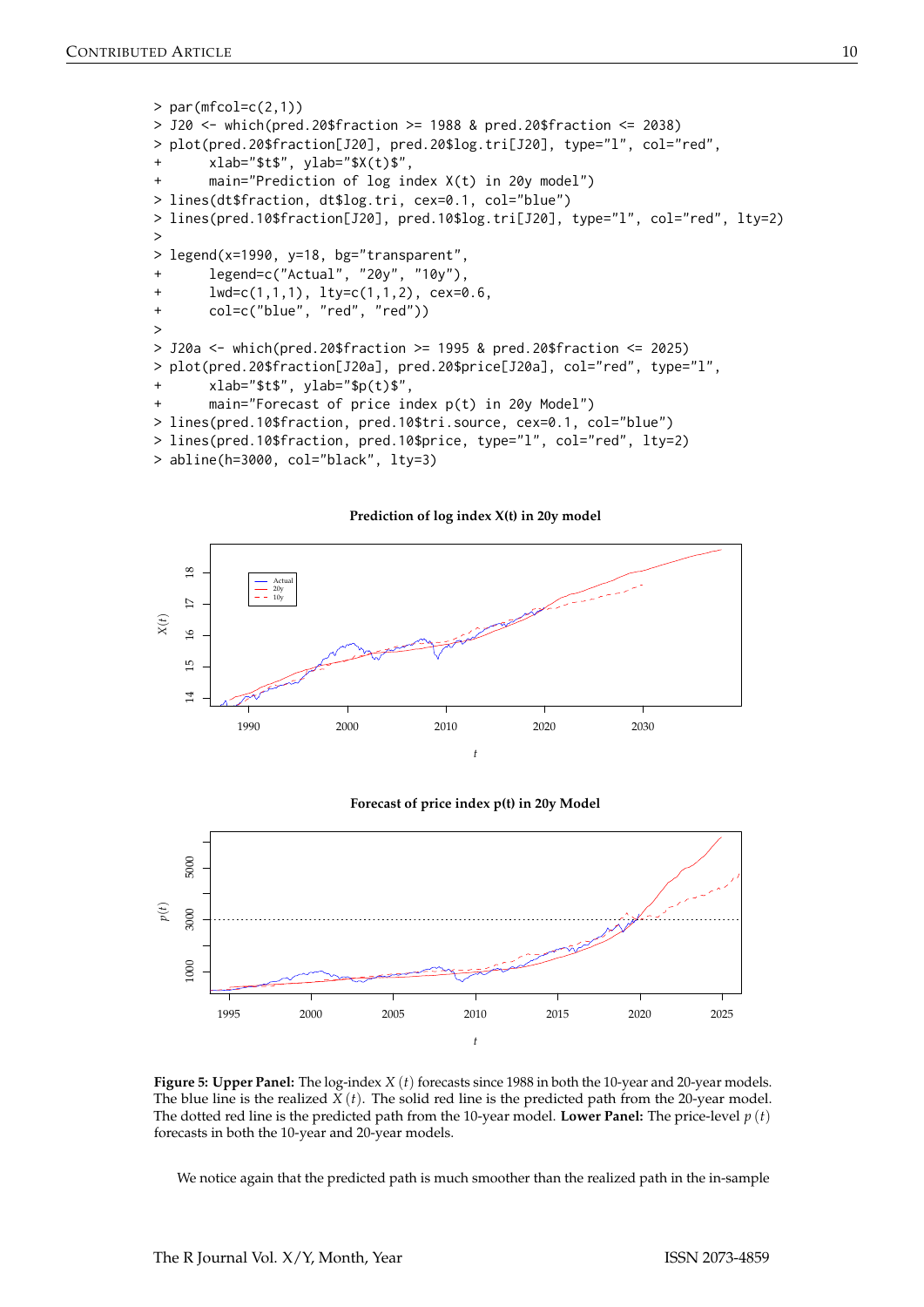```
> par(mfcol=c(2,1))
> J20 <- which(pred.20$fraction >= 1988 & pred.20$fraction <= 2038)
> plot(pred.20$fraction[J20], pred.20$log.tri[J20], type="l", col="red",
+      xlab="$t$", ylab="$X(t)$",
+      main="Prediction of log index X(t) in 20y model")
> lines(dt$fraction, dt$log.tri, cex=0.1, col="blue")
> lines(pred.10$fraction[J20], pred.10$log.tri[J20], type="l", col="red", lty=2)
>
> legend(x=1990, y=18, bg="transparent",
+      legend=c("Actual", "20y", "10y"),
+      lwd=c(1,1,1), lty=c(1,1,2), cex=0.6,
+      col=c("blue", "red", "red"))
>
> J20a <- which(pred.20$fraction >= 1995 & pred.20$fraction <= 2025)
> plot(pred.20$fraction[J20a], pred.20$price[J20a], col="red", type="l",
+      xlab="$t$", ylab="$p(t)$",
+      main="Forecast of price index p(t) in 20y Model")
> lines(pred.10$fraction, pred.10$tri.source, cex=0.1, col="blue")
> lines(pred.10$fraction, pred.10$price, type="l", col="red", lty=2)
> abline(h=3000, col="black", lty=3)
```

**Figure 5: Upper Panel:** The log-index $X(t)$ forecasts since 1988 in both the 10-year and 20-year models. The blue line is the realized $X(t)$. The solid red line is the predicted path from the 20-year model. The dotted red line is the predicted path from the 10-year model. **Lower Panel:** The price-level $p(t)$ forecasts in both the 10-year and 20-year models.

We notice again that the predicted path is much smoother than the realized path in the in-sample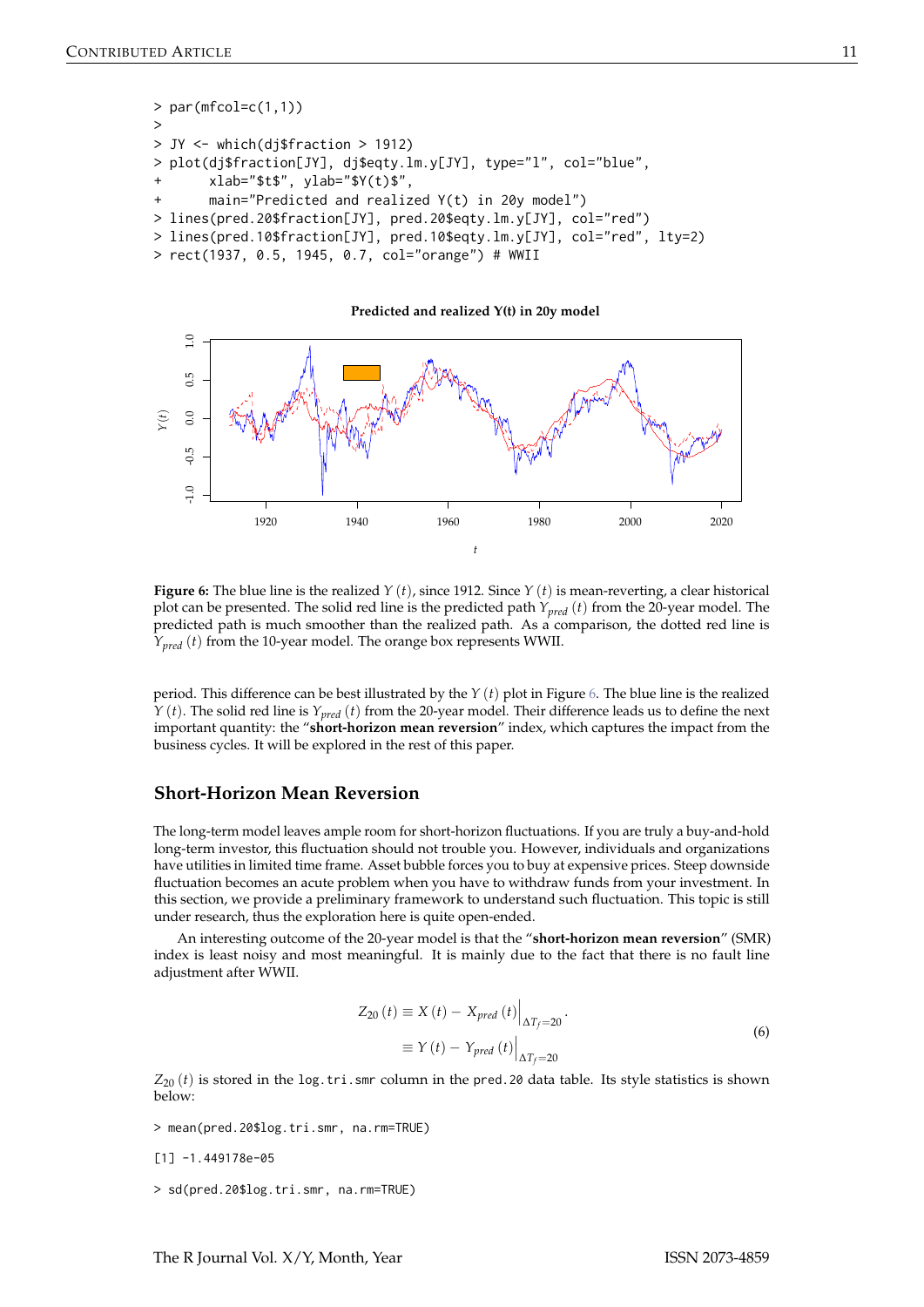```
> par(mfcol=c(1,1))
>
> JY <- which(dj$fraction > 1912)
> plot(dj$fraction[JY], dj$eqty.lm.y[JY], type="l", col="blue",
+      xlab="$t$", ylab="$Y(t)$",
+      main="Predicted and realized Y(t) in 20y model")
> lines(pred.20$fraction[JY], pred.20$eqty.lm.y[JY], col="red")
> lines(pred.10$fraction[JY], pred.10$eqty.lm.y[JY], col="red", lty=2)
> rect(1937, 0.5, 1945, 0.7, col="orange") # WWII
```

**Figure 6:** The blue line is the realized $Y(t)$, since 1912. Since $Y(t)$ is mean-reverting, a clear historical plot can be presented. The solid red line is the predicted path $Y_{pred}(t)$ from the 20-year model. The predicted path is much smoother than the realized path. As a comparison, the dotted red line is $Y_{pred}(t)$ from the 10-year model. The orange box represents WWII.

period. This difference can be best illustrated by the $Y(t)$ plot in Figure 6. The blue line is the realized $Y(t)$. The solid red line is $Y_{pred}(t)$ from the 20-year model. Their difference leads us to define the next important quantity: the "**short-horizon mean reversion**" index, which captures the impact from the business cycles. It will be explored in the rest of this paper.

## Short-Horizon Mean Reversion

The long-term model leaves ample room for short-horizon fluctuations. If you are truly a buy-and-hold long-term investor, this fluctuation should not trouble you. However, individuals and organizations have utilities in limited time frame. Asset bubble forces you to buy at expensive prices. Steep downside fluctuation becomes an acute problem when you have to withdraw funds from your investment. In this section, we provide a preliminary framework to understand such fluctuation. This topic is still under research, thus the exploration here is quite open-ended.

An interesting outcome of the 20-year model is that the "**short-horizon mean reversion**" (SMR) index is least noisy and most meaningful. It is mainly due to the fact that there is no fault line adjustment after WWII.

$$
\begin{aligned}
Z_{20}(t) &\equiv X(t) - X_{pred}(t)\Big|_{\Delta T_f = 20} \\
&\equiv Y(t) - Y_{pred}(t)\Big|_{\Delta T_f = 20}
\end{aligned}
\tag{6}
$$

$Z_{20}(t)$ is stored in the `log.tri.smr` column in the `pred.20` data table. Its style statistics is shown below:

```
> mean(pred.20$log.tri.smr, na.rm=TRUE)
```

```
[1] -1.449178e-05
```

```
> sd(pred.20$log.tri.smr, na.rm=TRUE)
```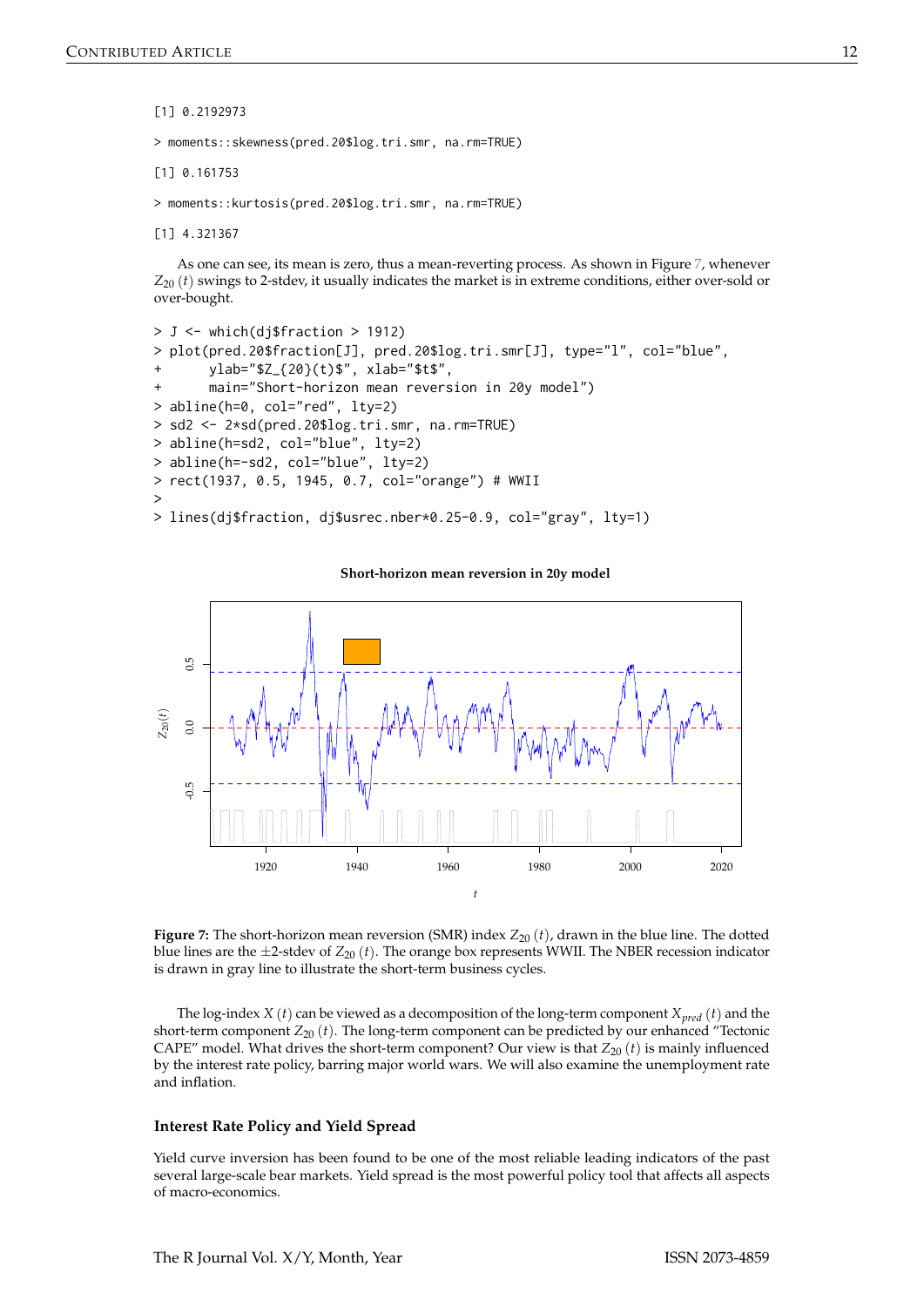```
[1] 0.2192973
```

```
> moments::skewness(pred.20$log.tri.smr, na.rm=TRUE)
```

```
[1] 0.161753
```

```
> moments::kurtosis(pred.20$log.tri.smr, na.rm=TRUE)
```

```
[1] 4.321367
```

As one can see, its mean is zero, thus a mean-reverting process. As shown in Figure 7, whenever $Z_{20}(t)$ swings to 2-stdev, it usually indicates the market is in extreme conditions, either over-sold or over-bought.

```
> J <- which(dj$fraction > 1912)
> plot(pred.20$fraction[J], pred.20$log.tri.smr[J], type="l", col="blue",
+      ylab="$Z_{20}(t)$", xlab="$t$",
+      main="Short-horizon mean reversion in 20y model")
> abline(h=0, col="red", lty=2)
> sd2 <- 2*sd(pred.20$log.tri.smr, na.rm=TRUE)
> abline(h=sd2, col="blue", lty=2)
> abline(h=-sd2, col="blue", lty=2)
> rect(1937, 0.5, 1945, 0.7, col="orange") # WWII
>
> lines(dj$fraction, dj$usrec.nber*0.25-0.9, col="gray", lty=1)
```

**Figure 7:** The short-horizon mean reversion (SMR) index $Z_{20}(t)$, drawn in the blue line. The dotted blue lines are the $\pm$2-stdev of $Z_{20}(t)$. The orange box represents WWII. The NBER recession indicator is drawn in gray line to illustrate the short-term business cycles.

The log-index $X(t)$ can be viewed as a decomposition of the long-term component $X_{pred}(t)$ and the short-term component $Z_{20}(t)$. The long-term component can be predicted by our enhanced "Tectonic CAPE" model. What drives the short-term component? Our view is that $Z_{20}(t)$ is mainly influenced by the interest rate policy, barring major world wars. We will also examine the unemployment rate and inflation.

### Interest Rate Policy and Yield Spread

Yield curve inversion has been found to be one of the most reliable leading indicators of the past several large-scale bear markets. Yield spread is the most powerful policy tool that affects all aspects of macro-economics.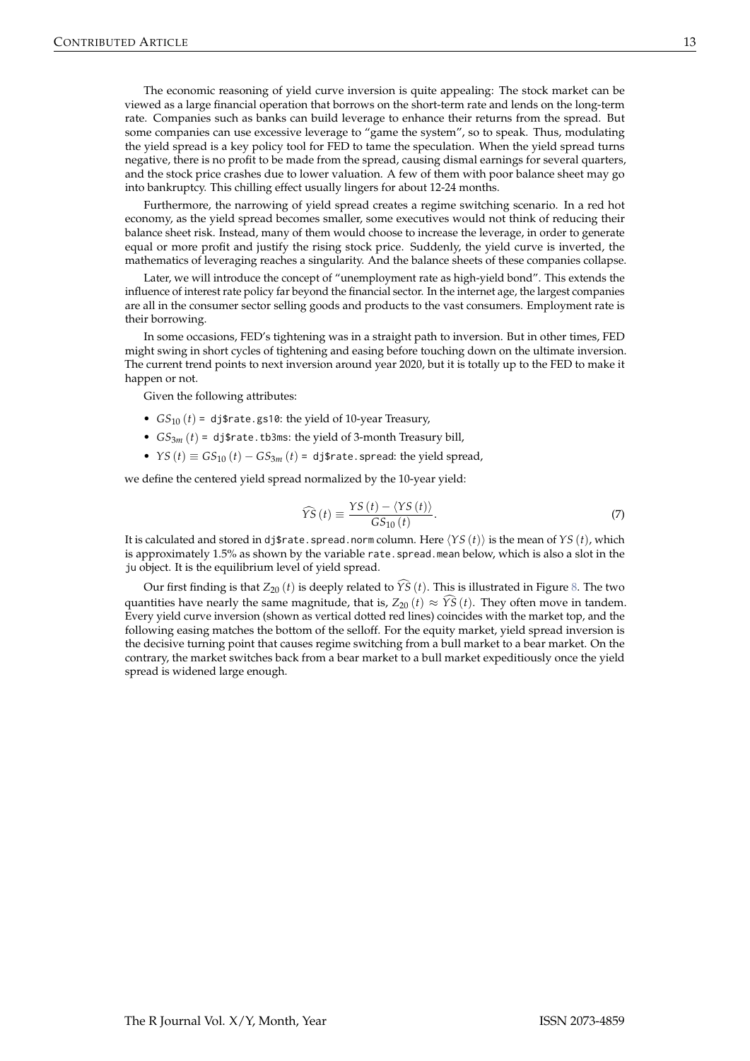The economic reasoning of yield curve inversion is quite appealing: The stock market can be viewed as a large financial operation that borrows on the short-term rate and lends on the long-term rate. Companies such as banks can build leverage to enhance their returns from the spread. But some companies can use excessive leverage to "game the system", so to speak. Thus, modulating the yield spread is a key policy tool for FED to tame the speculation. When the yield spread turns negative, there is no profit to be made from the spread, causing dismal earnings for several quarters, and the stock price crashes due to lower valuation. A few of them with poor balance sheet may go into bankruptcy. This chilling effect usually lingers for about 12-24 months.

Furthermore, the narrowing of yield spread creates a regime switching scenario. In a red hot economy, as the yield spread becomes smaller, some executives would not think of reducing their balance sheet risk. Instead, many of them would choose to increase the leverage, in order to generate equal or more profit and justify the rising stock price. Suddenly, the yield curve is inverted, the mathematics of leveraging reaches a singularity. And the balance sheets of these companies collapse.

Later, we will introduce the concept of "unemployment rate as high-yield bond". This extends the influence of interest rate policy far beyond the financial sector. In the internet age, the largest companies are all in the consumer sector selling goods and products to the vast consumers. Employment rate is their borrowing.

In some occasions, FED's tightening was in a straight path to inversion. But in other times, FED might swing in short cycles of tightening and easing before touching down on the ultimate inversion. The current trend points to next inversion around year 2020, but it is totally up to the FED to make it happen or not.

Given the following attributes:

- $GS_{10}(t)$ = `dj$rate.gs10`: the yield of 10-year Treasury,
- $GS_{3m}(t)$ = `dj$rate.tb3ms`: the yield of 3-month Treasury bill,
- $YS(t) \equiv GS_{10}(t) - GS_{3m}(t)$ = `dj$rate.spread`: the yield spread,

we define the centered yield spread normalized by the 10-year yield:

$$\widehat{YS}(t) \equiv \frac{YS(t) - \langle YS(t) \rangle}{GS_{10}(t)}. \tag{7}$$

It is calculated and stored in `dj$rate.spread.norm` column. Here $\langle YS(t) \rangle$ is the mean of $YS(t)$, which is approximately 1.5% as shown by the variable `rate.spread.mean` below, which is also a slot in the `ju` object. It is the equilibrium level of yield spread.

Our first finding is that $Z_{20}(t)$ is deeply related to $\widehat{YS}(t)$. This is illustrated in Figure 8. The two quantities have nearly the same magnitude, that is, $Z_{20}(t) \approx \widehat{YS}(t)$. They often move in tandem. Every yield curve inversion (shown as vertical dotted red lines) coincides with the market top, and the following easing matches the bottom of the selloff. For the equity market, yield spread inversion is the decisive turning point that causes regime switching from a bull market to a bear market. On the contrary, the market switches back from a bear market to a bull market expeditiously once the yield spread is widened large enough.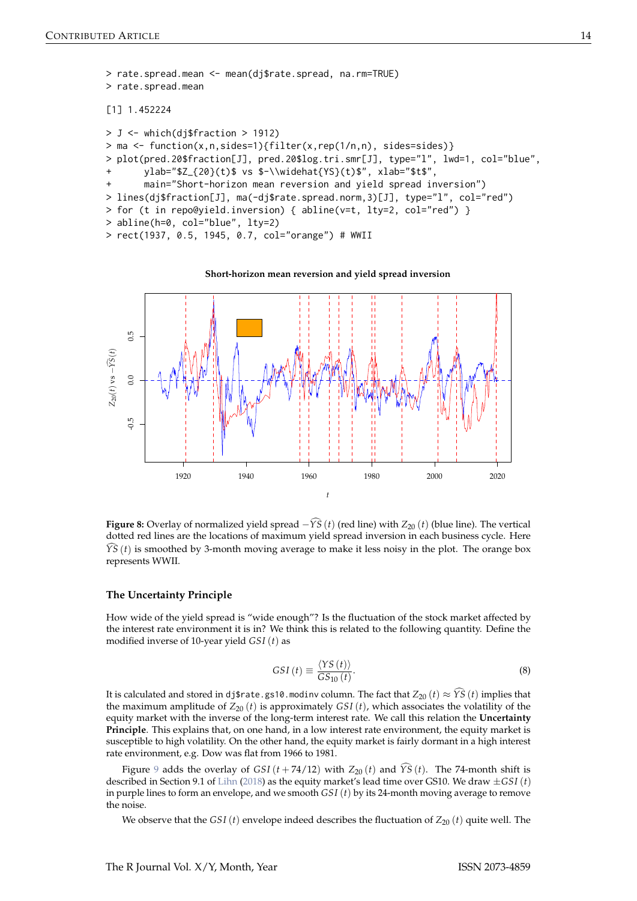```
> rate.spread.mean <- mean(dj$rate.spread, na.rm=TRUE)
> rate.spread.mean

[1] 1.452224

> J <- which(dj$fraction > 1912)
> ma <- function(x,n,sides=1){filter(x,rep(1/n,n), sides=sides)}
> plot(pred.20$fraction[J], pred.20$log.tri.smr[J], type="l", lwd=1, col="blue",
+      ylab="$Z_{20}(t)$ vs $-\\widehat{YS}(t)$", xlab="$t$",
+      main="Short-horizon mean reversion and yield spread inversion")
> lines(dj$fraction[J], ma(-dj$rate.spread.norm,3)[J], type="l", col="red")
> for (t in repo@yield.inversion) { abline(v=t, lty=2, col="red") }
> abline(h=0, col="blue", lty=2)
> rect(1937, 0.5, 1945, 0.7, col="orange") # WWII
```

**Figure 8:** Overlay of normalized yield spread $-\widehat{YS}(t)$ (red line) with $Z_{20}(t)$ (blue line). The vertical dotted red lines are the locations of maximum yield spread inversion in each business cycle. Here $\widehat{YS}(t)$ is smoothed by 3-month moving average to make it less noisy in the plot. The orange box represents WWII.

### The Uncertainty Principle

How wide of the yield spread is "wide enough"? Is the fluctuation of the stock market affected by the interest rate environment it is in? We think this is related to the following quantity. Define the modified inverse of 10-year yield $GSI(t)$ as

$$GSI(t) \equiv \frac{\langle YS(t) \rangle}{GS_{10}(t)}. \tag{8}$$

It is calculated and stored in `dj$rate.gs10.modinv` column. The fact that $Z_{20}(t) \approx \widehat{YS}(t)$ implies that the maximum amplitude of $Z_{20}(t)$ is approximately $GSI(t)$, which associates the volatility of the equity market with the inverse of the long-term interest rate. We call this relation the **Uncertainty Principle**. This explains that, on one hand, in a low interest rate environment, the equity market is susceptible to high volatility. On the other hand, the equity market is fairly dormant in a high interest rate environment, e.g. Dow was flat from 1966 to 1981.

Figure 9 adds the overlay of $GSI(t + 74/12)$ with $Z_{20}(t)$ and $\widehat{YS}(t)$. The 74-month shift is described in Section 9.1 of Lihn (2018) as the equity market's lead time over GS10. We draw $\pm GSI(t)$ in purple lines to form an envelope, and we smooth $GSI(t)$ by its 24-month moving average to remove the noise.

We observe that the $GSI(t)$ envelope indeed describes the fluctuation of $Z_{20}(t)$ quite well. The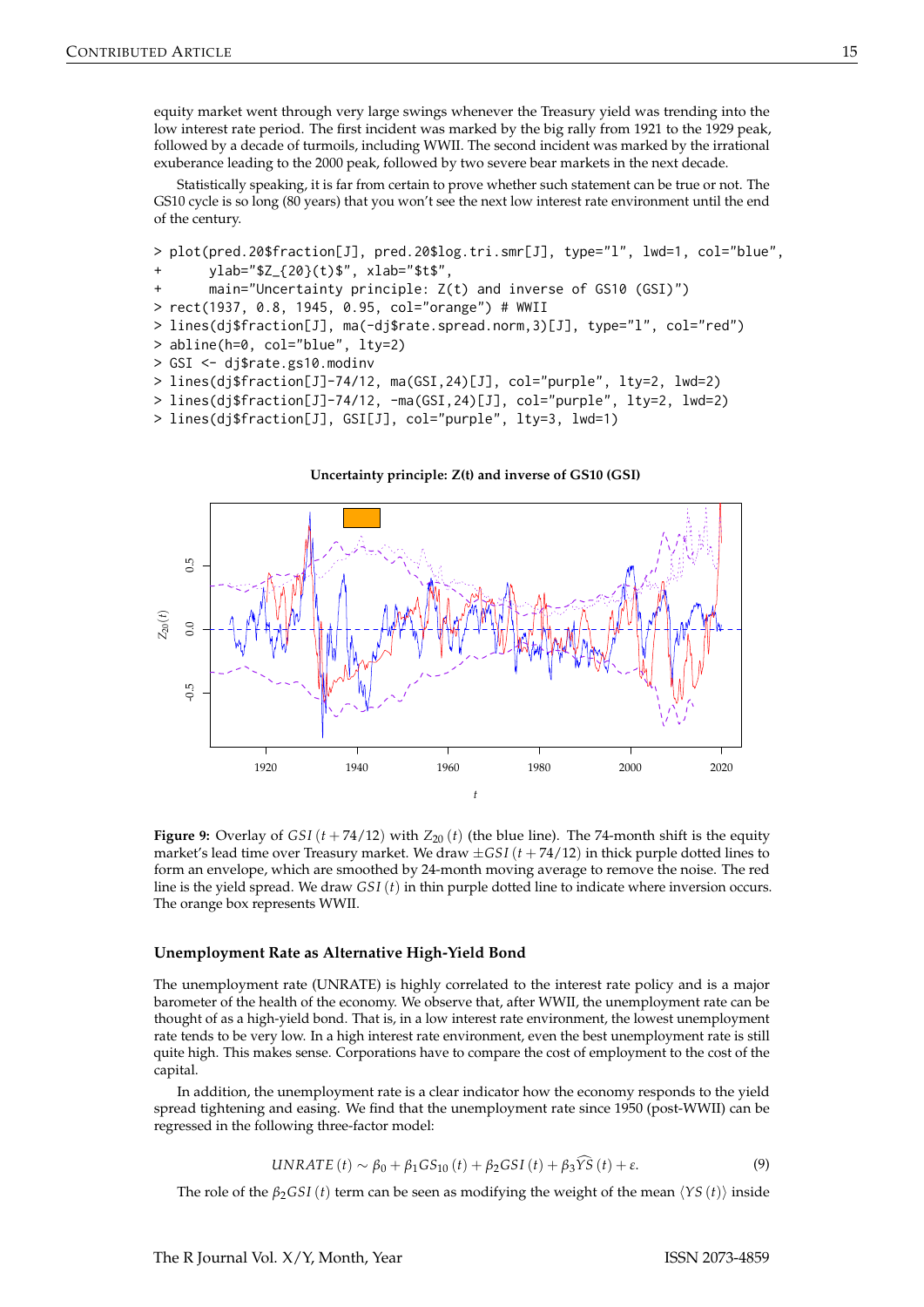equity market went through very large swings whenever the Treasury yield was trending into the low interest rate period. The first incident was marked by the big rally from 1921 to the 1929 peak, followed by a decade of turmoils, including WWII. The second incident was marked by the irrational exuberance leading to the 2000 peak, followed by two severe bear markets in the next decade.

Statistically speaking, it is far from certain to prove whether such statement can be true or not. The GS10 cycle is so long (80 years) that you won't see the next low interest rate environment until the end of the century.

```
> plot(pred.20$fraction[J], pred.20$log.tri.smr[J], type="l", lwd=1, col="blue",
+      ylab="$Z_{20}(t)$", xlab="$t$",
+      main="Uncertainty principle: Z(t) and inverse of GS10 (GSI)")
> rect(1937, 0.8, 1945, 0.95, col="orange") # WWII
> lines(dj$fraction[J], ma(-dj$rate.spread.norm,3)[J], type="l", col="red")
> abline(h=0, col="blue", lty=2)
> GSI <- dj$rate.gs10.modinv
> lines(dj$fraction[J]-74/12, ma(GSI,24)[J], col="purple", lty=2, lwd=2)
> lines(dj$fraction[J]-74/12, -ma(GSI,24)[J], col="purple", lty=2, lwd=2)
> lines(dj$fraction[J], GSI[J], col="purple", lty=3, lwd=1)
```

**Figure 9:** Overlay of $GSI\,(t + 74/12)$ with $Z_{20}\,(t)$ (the blue line). The 74-month shift is the equity market's lead time over Treasury market. We draw $\pm GSI\,(t + 74/12)$ in thick purple dotted lines to form an envelope, which are smoothed by 24-month moving average to remove the noise. The red line is the yield spread. We draw $GSI\,(t)$ in thin purple dotted line to indicate where inversion occurs. The orange box represents WWII.

### Unemployment Rate as Alternative High-Yield Bond

The unemployment rate (UNRATE) is highly correlated to the interest rate policy and is a major barometer of the health of the economy. We observe that, after WWII, the unemployment rate can be thought of as a high-yield bond. That is, in a low interest rate environment, the lowest unemployment rate tends to be very low. In a high interest rate environment, even the best unemployment rate is still quite high. This makes sense. Corporations have to compare the cost of employment to the cost of the capital.

In addition, the unemployment rate is a clear indicator how the economy responds to the yield spread tightening and easing. We find that the unemployment rate since 1950 (post-WWII) can be regressed in the following three-factor model:

$$UNRATE\,(t) \sim \beta_0 + \beta_1 GS_{10}\,(t) + \beta_2 GSI\,(t) + \beta_3 \widehat{YS}\,(t) + \varepsilon. \tag{9}$$

The role of the $\beta_2 GSI\,(t)$ term can be seen as modifying the weight of the mean $\langle YS\,(t)\rangle$ inside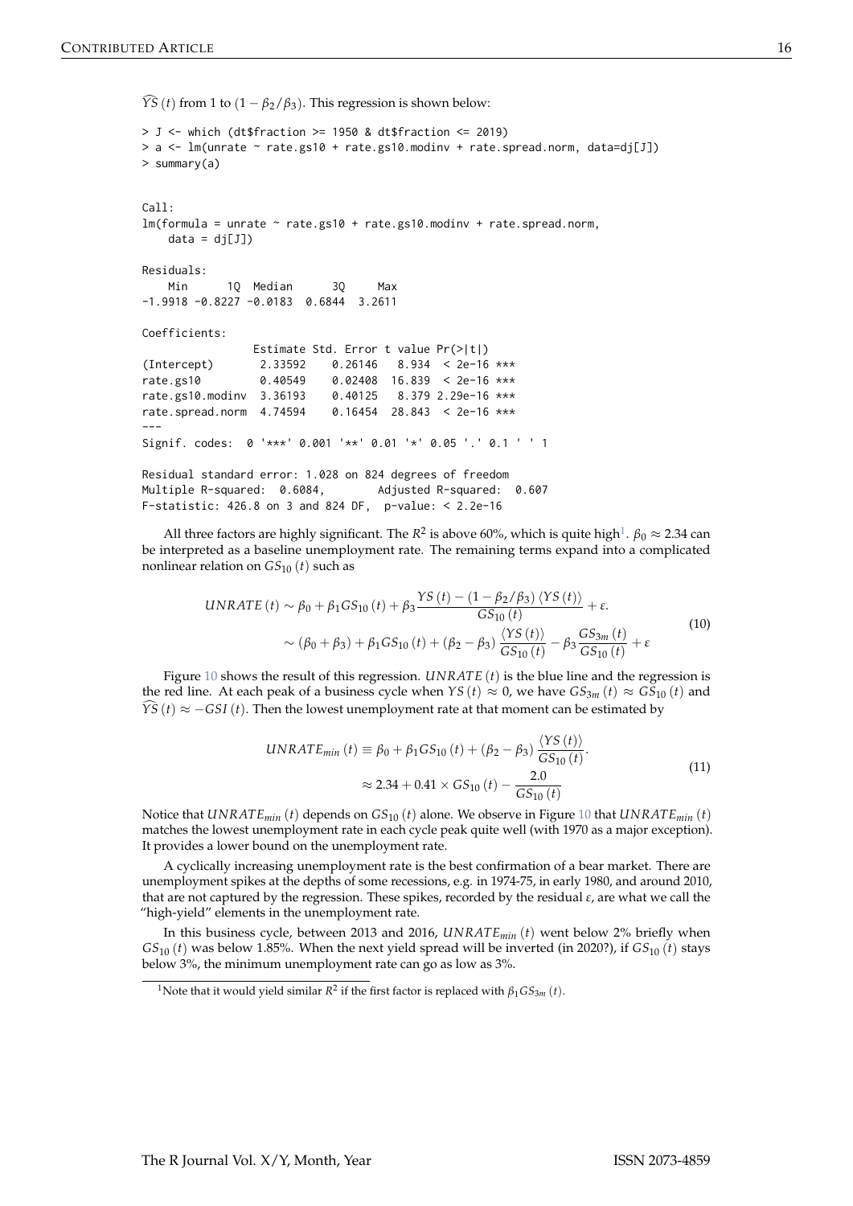$\widehat{YS}(t)$ from 1 to $(1-\beta_2/\beta_3)$. This regression is shown below:

```
> J <- which (dt$fraction >= 1950 & dt$fraction <= 2019)
> a <- lm(unrate ~ rate.gs10 + rate.gs10.modinv + rate.spread.norm, data=dj[J])
> summary(a)


Call:
lm(formula = unrate ~ rate.gs10 + rate.gs10.modinv + rate.spread.norm,
    data = dj[J])

Residuals:
    Min      1Q  Median      3Q     Max
-1.9918 -0.8227 -0.0183  0.6844  3.2611

Coefficients:
                 Estimate Std. Error t value Pr(>|t|)
(Intercept)       2.33592    0.26146   8.934  < 2e-16 ***
rate.gs10         0.40549    0.02408  16.839  < 2e-16 ***
rate.gs10.modinv  3.36193    0.40125   8.379 2.29e-16 ***
rate.spread.norm  4.74594    0.16454  28.843  < 2e-16 ***
---
Signif. codes:  0 '***' 0.001 '**' 0.01 '*' 0.05 '.' 0.1 ' ' 1

Residual standard error: 1.028 on 824 degrees of freedom
Multiple R-squared:  0.6084,       Adjusted R-squared:  0.607
F-statistic: 426.8 on 3 and 824 DF,  p-value: < 2.2e-16
```

All three factors are highly significant. The $R^2$ is above 60%, which is quite high[1]. $\beta_0 \approx 2.34$ can be interpreted as a baseline unemployment rate. The remaining terms expand into a complicated nonlinear relation on $GS_{10}(t)$ such as

$$
\begin{aligned}
UNRATE(t) &\sim \beta_0 + \beta_1 GS_{10}(t) + \beta_3 \frac{YS(t) - (1-\beta_2/\beta_3)\langle YS(t)\rangle}{GS_{10}(t)} + \varepsilon. \\
&\sim (\beta_0+\beta_3) + \beta_1 GS_{10}(t) + (\beta_2-\beta_3)\frac{\langle YS(t)\rangle}{GS_{10}(t)} - \beta_3 \frac{GS_{3m}(t)}{GS_{10}(t)} + \varepsilon
\end{aligned}
\tag{10}
$$

Figure 10 shows the result of this regression. $UNRATE(t)$ is the blue line and the regression is the red line. At each peak of a business cycle when $YS(t) \approx 0$, we have $GS_{3m}(t) \approx GS_{10}(t)$ and $\widehat{YS}(t) \approx -GSI(t)$. Then the lowest unemployment rate at that moment can be estimated by

$$
\begin{aligned}
UNRATE_{min}(t) &\equiv \beta_0 + \beta_1 GS_{10}(t) + (\beta_2-\beta_3)\frac{\langle YS(t)\rangle}{GS_{10}(t)}. \\
&\approx 2.34 + 0.41 \times GS_{10}(t) - \frac{2.0}{GS_{10}(t)}
\end{aligned}
\tag{11}
$$

Notice that $UNRATE_{min}(t)$ depends on $GS_{10}(t)$ alone. We observe in Figure 10 that $UNRATE_{min}(t)$ matches the lowest unemployment rate in each cycle peak quite well (with 1970 as a major exception). It provides a lower bound on the unemployment rate.

A cyclically increasing unemployment rate is the best confirmation of a bear market. There are unemployment spikes at the depths of some recessions, e.g. in 1974-75, in early 1980, and around 2010, that are not captured by the regression. These spikes, recorded by the residual $\varepsilon$, are what we call the "high-yield" elements in the unemployment rate.

In this business cycle, between 2013 and 2016, $UNRATE_{min}(t)$ went below 2% briefly when $GS_{10}(t)$ was below 1.85%. When the next yield spread will be inverted (in 2020?), if $GS_{10}(t)$ stays below 3%, the minimum unemployment rate can go as low as 3%.

[1] Note that it would yield similar $R^2$ if the first factor is replaced with $\beta_1 GS_{3m}(t)$.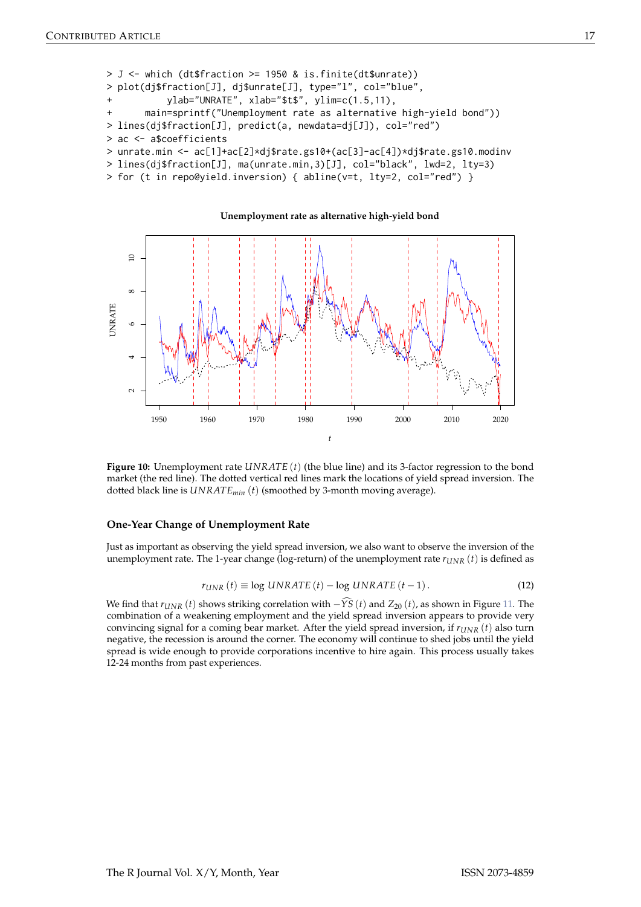```
> J <- which (dt$fraction >= 1950 & is.finite(dt$unrate))
> plot(dj$fraction[J], dj$unrate[J], type="l", col="blue",
+          ylab="UNRATE", xlab="$t$", ylim=c(1.5,11),
+      main=sprintf("Unemployment rate as alternative high-yield bond"))
> lines(dj$fraction[J], predict(a, newdata=dj[J]), col="red")
> ac <- a$coefficients
> unrate.min <- ac[1]+ac[2]*dj$rate.gs10+(ac[3]-ac[4])*dj$rate.gs10.modinv
> lines(dj$fraction[J], ma(unrate.min,3)[J], col="black", lwd=2, lty=3)
> for (t in repo@yield.inversion) { abline(v=t, lty=2, col="red") }
```

**Figure 10:** Unemployment rate $UNRATE(t)$ (the blue line) and its 3-factor regression to the bond market (the red line). The dotted vertical red lines mark the locations of yield spread inversion. The dotted black line is $UNRATE_{min}(t)$ (smoothed by 3-month moving average).

### One-Year Change of Unemployment Rate

Just as important as observing the yield spread inversion, we also want to observe the inversion of the unemployment rate. The 1-year change (log-return) of the unemployment rate $r_{UNR}(t)$ is defined as

$$r_{UNR}(t) \equiv \log UNRATE(t) - \log UNRATE(t-1). \tag{12}$$

We find that $r_{UNR}(t)$ shows striking correlation with $-\widehat{YS}(t)$ and $Z_{20}(t)$, as shown in Figure 11. The combination of a weakening employment and the yield spread inversion appears to provide very convincing signal for a coming bear market. After the yield spread inversion, if $r_{UNR}(t)$ also turn negative, the recession is around the corner. The economy will continue to shed jobs until the yield spread is wide enough to provide corporations incentive to hire again. This process usually takes 12-24 months from past experiences.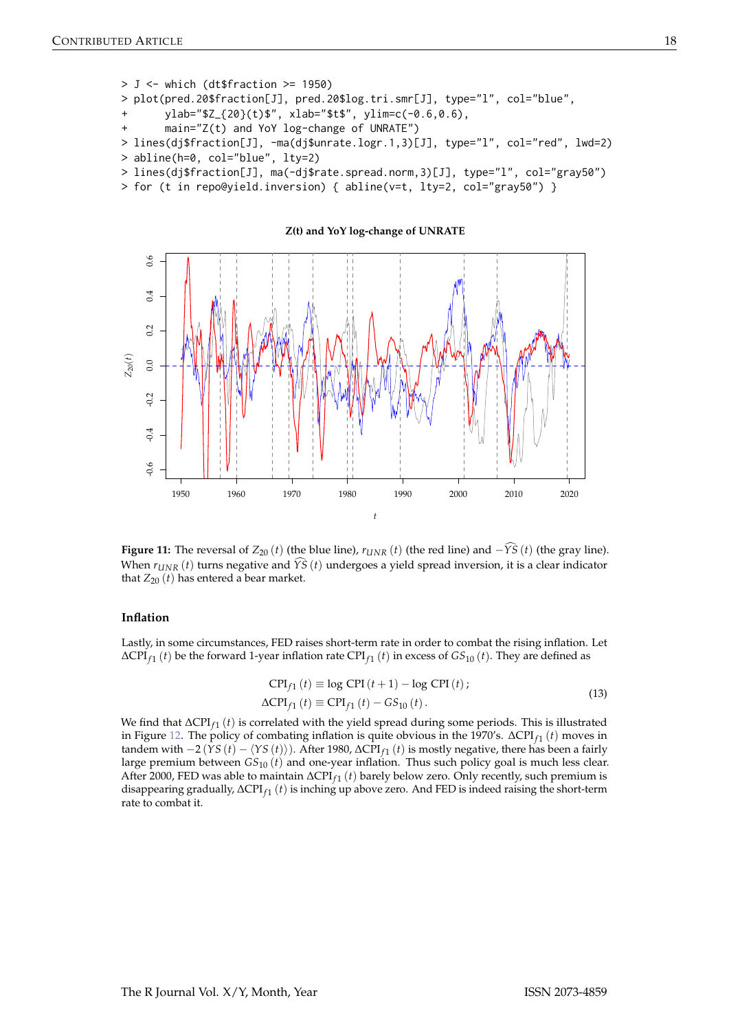```
> J <- which (dt$fraction >= 1950)
> plot(pred.20$fraction[J], pred.20$log.tri.smr[J], type="l", col="blue",
+      ylab="$Z_{20}(t)$", xlab="$t$", ylim=c(-0.6,0.6),
+      main="Z(t) and YoY log-change of UNRATE")
> lines(dj$fraction[J], -ma(dj$unrate.logr.1,3)[J], type="l", col="red", lwd=2)
> abline(h=0, col="blue", lty=2)
> lines(dj$fraction[J], ma(-dj$rate.spread.norm,3)[J], type="l", col="gray50")
> for (t in repo@yield.inversion) { abline(v=t, lty=2, col="gray50") }
```

**Figure 11:** The reversal of $Z_{20}(t)$ (the blue line), $r_{UNR}(t)$ (the red line) and $-\widehat{YS}(t)$ (the gray line). When $r_{UNR}(t)$ turns negative and $\widehat{YS}(t)$ undergoes a yield spread inversion, it is a clear indicator that $Z_{20}(t)$ has entered a bear market.

### Inflation

Lastly, in some circumstances, FED raises short-term rate in order to combat the rising inflation. Let $\Delta\text{CPI}_{f1}(t)$ be the forward 1-year inflation rate $\text{CPI}_{f1}(t)$ in excess of $GS_{10}(t)$. They are defined as

$$
\begin{aligned}
\text{CPI}_{f1}(t) &\equiv \log\text{CPI}(t+1) - \log\text{CPI}(t)\,; \\
\Delta\text{CPI}_{f1}(t) &\equiv \text{CPI}_{f1}(t) - GS_{10}(t)\,.
\end{aligned}
\tag{13}
$$

We find that $\Delta\text{CPI}_{f1}(t)$ is correlated with the yield spread during some periods. This is illustrated in Figure 12. The policy of combating inflation is quite obvious in the 1970's. $\Delta\text{CPI}_{f1}(t)$ moves in tandem with $-2(YS(t) - \langle YS(t)\rangle)$. After 1980, $\Delta\text{CPI}_{f1}(t)$ is mostly negative, there has been a fairly large premium between $GS_{10}(t)$ and one-year inflation. Thus such policy goal is much less clear. After 2000, FED was able to maintain $\Delta\text{CPI}_{f1}(t)$ barely below zero. Only recently, such premium is disappearing gradually, $\Delta\text{CPI}_{f1}(t)$ is inching up above zero. And FED is indeed raising the short-term rate to combat it.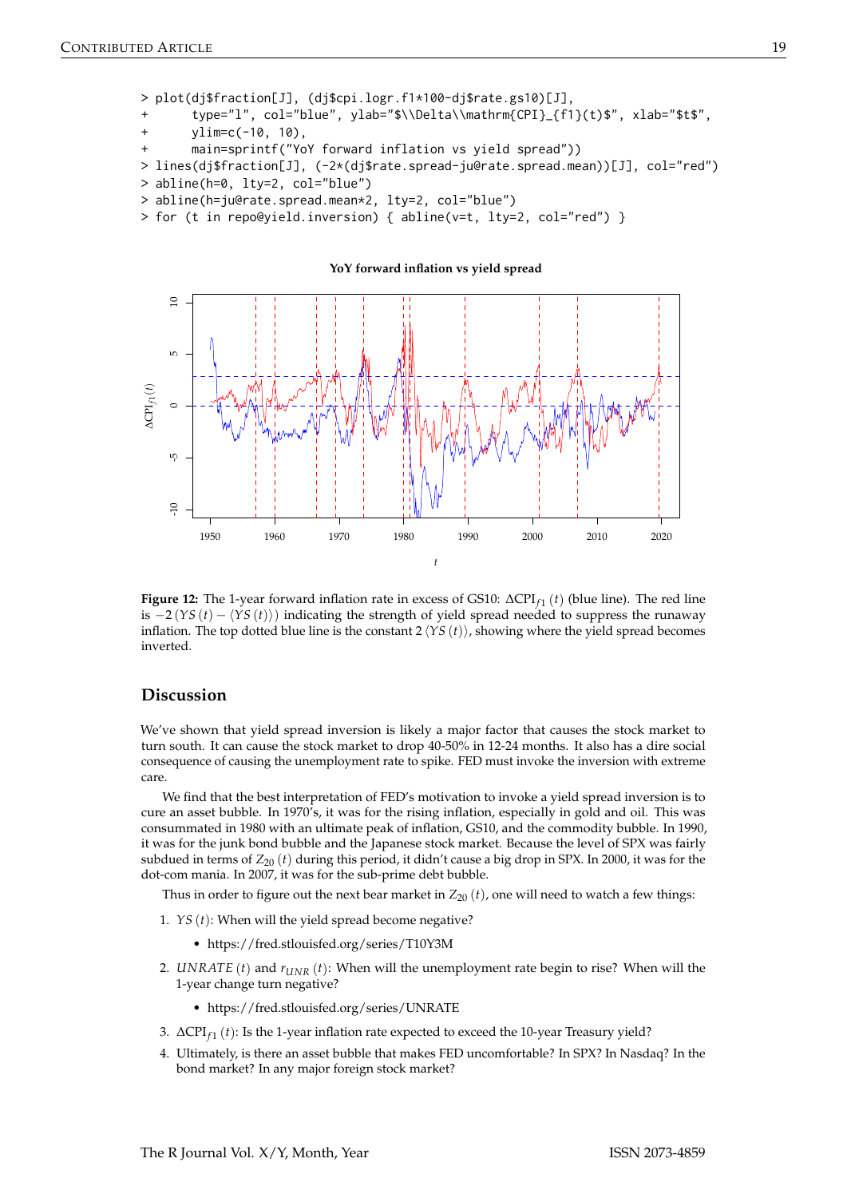```
> plot(dj$fraction[J], (dj$cpi.logr.f1*100-dj$rate.gs10)[J],
+      type="l", col="blue", ylab="$\\Delta\\mathrm{CPI}_{f1}(t)$", xlab="$t$",
+      ylim=c(-10, 10),
+      main=sprintf("YoY forward inflation vs yield spread"))
> lines(dj$fraction[J], (-2*(dj$rate.spread-ju@rate.spread.mean))[J], col="red")
> abline(h=0, lty=2, col="blue")
> abline(h=ju@rate.spread.mean*2, lty=2, col="blue")
> for (t in repo@yield.inversion) { abline(v=t, lty=2, col="red") }
```

**Figure 12:** The 1-year forward inflation rate in excess of GS10: $\Delta\mathrm{CPI}_{f1}(t)$ (blue line). The red line is $-2\,(YS\,(t) - \langle YS\,(t)\rangle)$ indicating the strength of yield spread needed to suppress the runaway inflation. The top dotted blue line is the constant $2\,\langle YS\,(t)\rangle$, showing where the yield spread becomes inverted.

## Discussion

We've shown that yield spread inversion is likely a major factor that causes the stock market to turn south. It can cause the stock market to drop 40-50% in 12-24 months. It also has a dire social consequence of causing the unemployment rate to spike. FED must invoke the inversion with extreme care.

We find that the best interpretation of FED's motivation to invoke a yield spread inversion is to cure an asset bubble. In 1970's, it was for the rising inflation, especially in gold and oil. This was consummated in 1980 with an ultimate peak of inflation, GS10, and the commodity bubble. In 1990, it was for the junk bond bubble and the Japanese stock market. Because the level of SPX was fairly subdued in terms of $Z_{20}\,(t)$ during this period, it didn't cause a big drop in SPX. In 2000, it was for the dot-com mania. In 2007, it was for the sub-prime debt bubble.

Thus in order to figure out the next bear market in $Z_{20}\,(t)$, one will need to watch a few things:

1. $YS\,(t)$: When will the yield spread become negative?
   - https://fred.stlouisfed.org/series/T10Y3M
2. $UNRATE\,(t)$ and $r_{UNR}\,(t)$: When will the unemployment rate begin to rise? When will the 1-year change turn negative?
   - https://fred.stlouisfed.org/series/UNRATE
3. $\Delta\mathrm{CPI}_{f1}\,(t)$: Is the 1-year inflation rate expected to exceed the 10-year Treasury yield?
4. Ultimately, is there an asset bubble that makes FED uncomfortable? In SPX? In Nasdaq? In the bond market? In any major foreign stock market?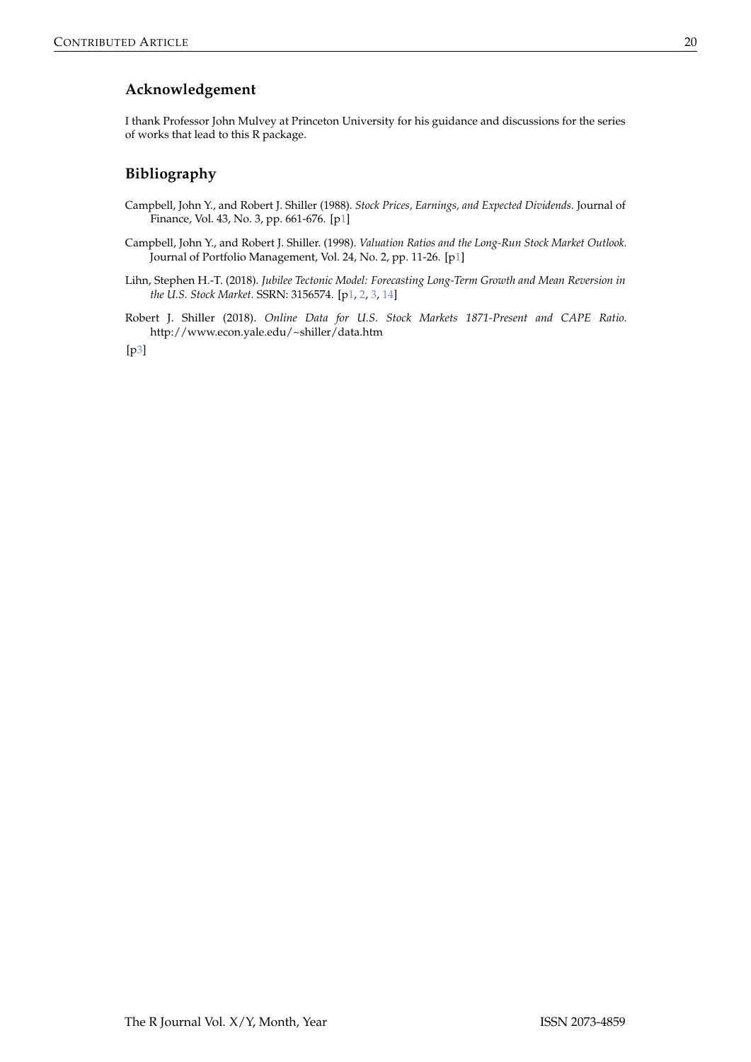## Acknowledgement

I thank Professor John Mulvey at Princeton University for his guidance and discussions for the series of works that lead to this R package.

## Bibliography

Campbell, John Y., and Robert J. Shiller (1988). *Stock Prices, Earnings, and Expected Dividends.* Journal of Finance, Vol. 43, No. 3, pp. 661-676. [p1]

Campbell, John Y., and Robert J. Shiller. (1998). *Valuation Ratios and the Long-Run Stock Market Outlook.* Journal of Portfolio Management, Vol. 24, No. 2, pp. 11-26. [p1]

Lihn, Stephen H.-T. (2018). *Jubilee Tectonic Model: Forecasting Long-Term Growth and Mean Reversion in the U.S. Stock Market.* SSRN: 3156574. [p1, 2, 3, 14]

Robert J. Shiller (2018). *Online Data for U.S. Stock Markets 1871-Present and CAPE Ratio.* http://www.econ.yale.edu/~shiller/data.htm

[p3]